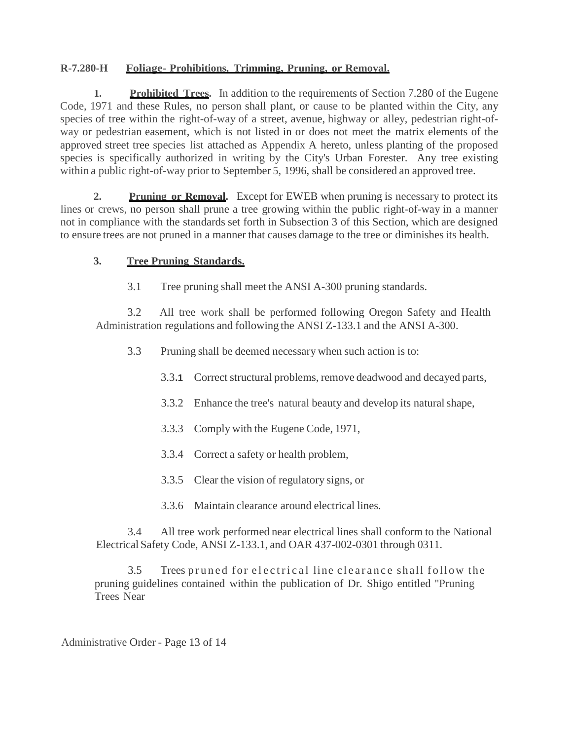**R-7.280-H Foliage- Prohibitions, Trimming, Pruning, or Removal.**

**1. Prohibited Trees.** In addition to the requirements of Section 7.280 of the Eugene Code, 1971 and these Rules, no person shall plant, or cause to be planted within the City, any species of tree within the right-of-way of a street, avenue, highway or alley, pedestrian right-of-way or pedestrian easement, which is not listed in or does not meet the matrix elements of the approved street tree species list attached as Appendix A hereto, unless planting of the proposed species is specifically authorized in writing by the City's Urban Forester. Any tree existing within a public right-of-way prior to September 5, 1996, shall be considered an approved tree.

**2. Pruning or Removal.** Except for EWEB when pruning is necessary to protect its lines or crews, no person shall prune a tree growing within the public right-of-way in a manner not in compliance with the standards set forth in Subsection 3 of this Section, which are designed to ensure trees are not pruned in a manner that causes damage to the tree or diminishes its health.

**3. Tree Pruning Standards.**

3.1 Tree pruning shall meet the ANSI A-300 pruning standards.

3.2 All tree work shall be performed following Oregon Safety and Health Administration regulations and following the ANSI Z-133.1 and the ANSI A-300.

3.3 Pruning shall be deemed necessary when such action is to:

3.3.1 Correct structural problems, remove deadwood and decayed parts,

3.3.2 Enhance the tree's natural beauty and develop its natural shape,

3.3.3 Comply with the Eugene Code, 1971,

3.3.4 Correct a safety or health problem,

3.3.5 Clear the vision of regulatory signs, or

3.3.6 Maintain clearance around electrical lines.

3.4 All tree work performed near electrical lines shall conform to the National Electrical Safety Code, ANSI Z-133.1, and OAR 437-002-0301 through 0311.

3.5 Trees pruned for electrical line clearance shall follow the pruning guidelines contained within the publication of Dr. Shigo entitled "Pruning Trees Near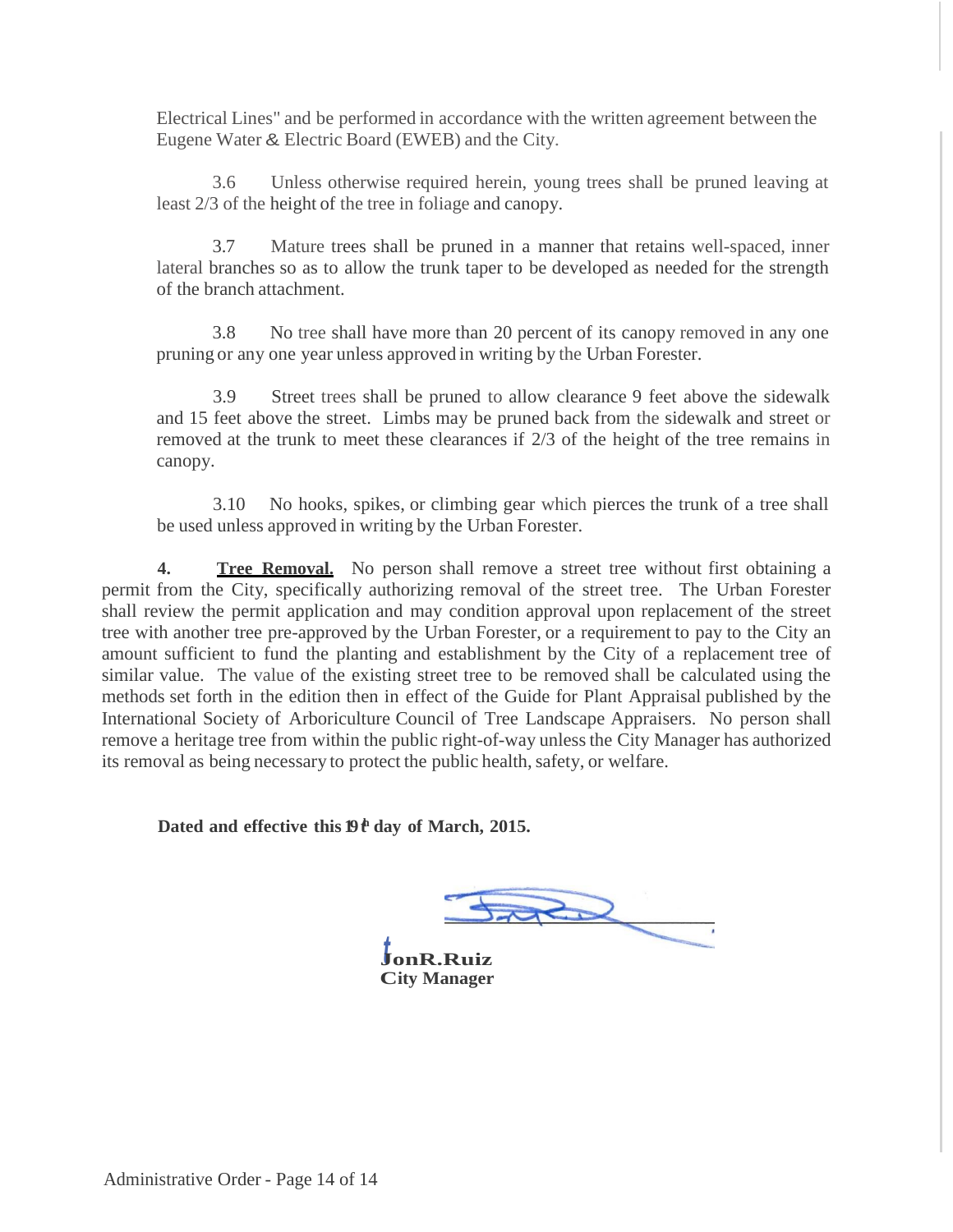Electrical Lines" and be performed in accordance with the written agreement between the Eugene Water & Electric Board (EWEB) and the City.

3.6 Unless otherwise required herein, young trees shall be pruned leaving at least 2/3 of the height of the tree in foliage and canopy.

3.7 Mature trees shall be pruned in a manner that retains well-spaced, inner lateral branches so as to allow the trunk taper to be developed as needed for the strength of the branch attachment.

3.8 No tree shall have more than 20 percent of its canopy removed in any one pruning or any one year unless approved in writing by the Urban Forester.

3.9 Street trees shall be pruned to allow clearance 9 feet above the sidewalk and 15 feet above the street. Limbs may be pruned back from the sidewalk and street or removed at the trunk to meet these clearances if 2/3 of the height of the tree remains in canopy.

3.10 No hooks, spikes, or climbing gear which pierces the trunk of a tree shall be used unless approved in writing by the Urban Forester.

**4.** **Tree Removal.** No person shall remove a street tree without first obtaining a permit from the City, specifically authorizing removal of the street tree. The Urban Forester shall review the permit application and may condition approval upon replacement of the street tree with another tree pre-approved by the Urban Forester, or a requirement to pay to the City an amount sufficient to fund the planting and establishment by the City of a replacement tree of similar value. The value of the existing street tree to be removed shall be calculated using the methods set forth in the edition then in effect of the Guide for Plant Appraisal published by the International Society of Arboriculture Council of Tree Landscape Appraisers. No person shall remove a heritage tree from within the public right-of-way unless the City Manager has authorized its removal as being necessary to protect the public health, safety, or welfare.

**Dated and effective this 19th day of March, 2015.**

**Jon R. Ruiz**
**City Manager**